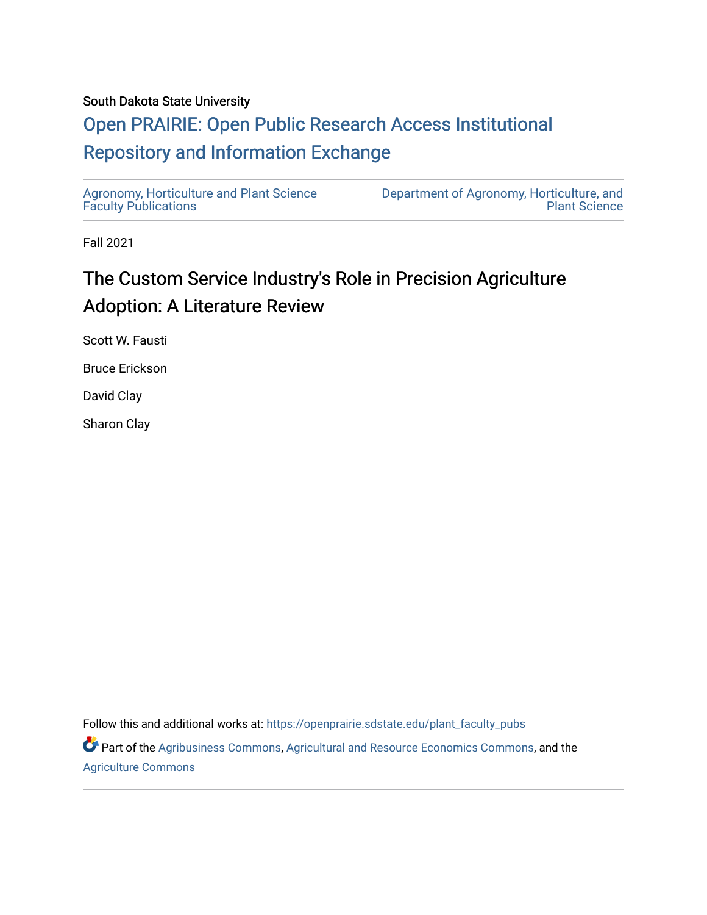South Dakota State University

# Open PRAIRIE: Open Public Research Access Institutional Repository and Information Exchange

Agronomy, Horticulture and Plant Science Faculty Publications

Department of Agronomy, Horticulture, and Plant Science

Fall 2021

## The Custom Service Industry's Role in Precision Agriculture Adoption: A Literature Review

Scott W. Fausti

Bruce Erickson

David Clay

Sharon Clay

Follow this and additional works at: https://openprairie.sdstate.edu/plant_faculty_pubs

Part of the Agribusiness Commons, Agricultural and Resource Economics Commons, and the Agriculture Commons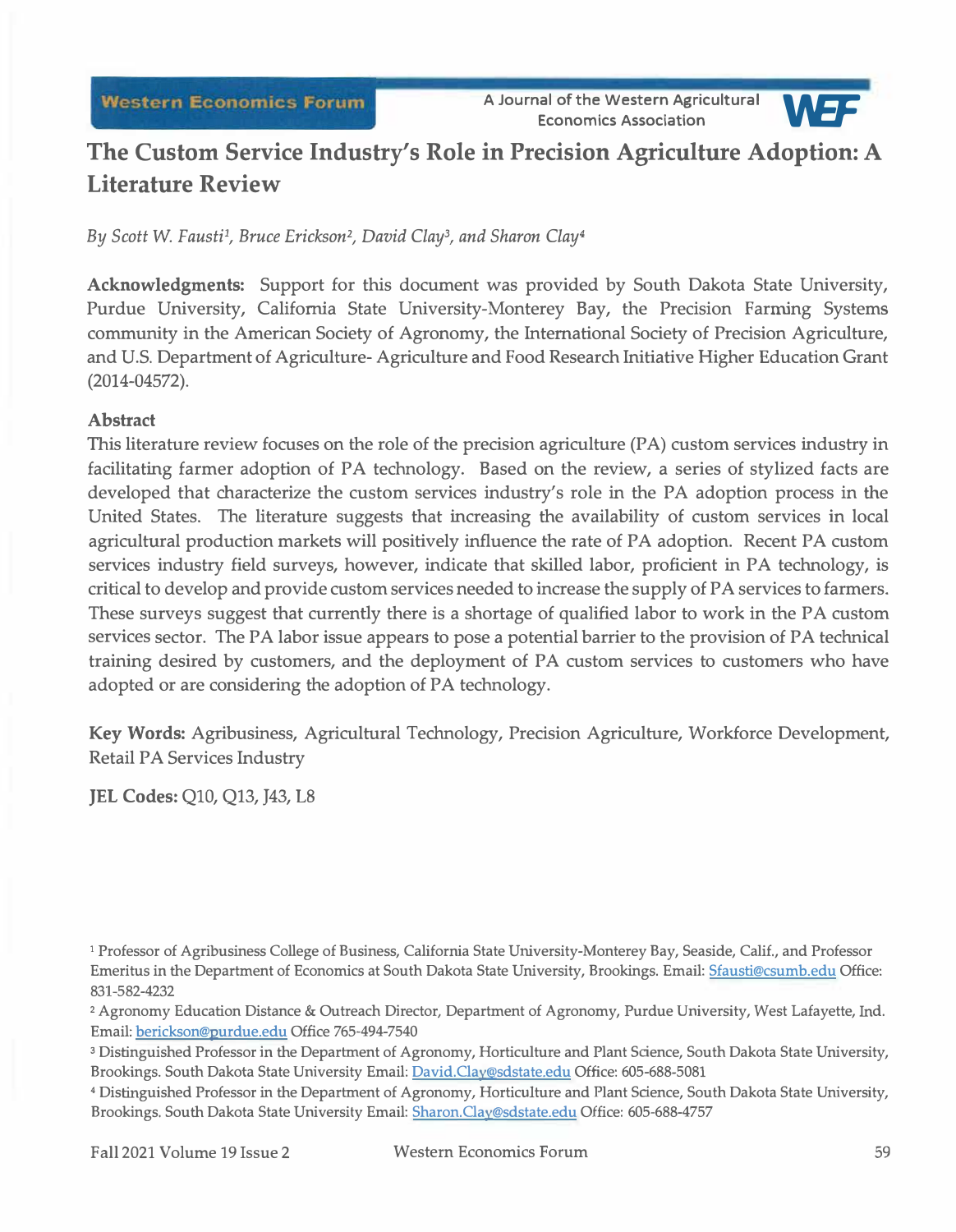# The Custom Service Industry's Role in Precision Agriculture Adoption: A Literature Review

*By Scott W. Fausti[1], Bruce Erickson[2], David Clay[3], and Sharon Clay[4]*

**Acknowledgments:** Support for this document was provided by South Dakota State University, Purdue University, California State University-Monterey Bay, the Precision Farming Systems community in the American Society of Agronomy, the International Society of Precision Agriculture, and U.S. Department of Agriculture- Agriculture and Food Research Initiative Higher Education Grant (2014-04572).

## Abstract

This literature review focuses on the role of the precision agriculture (PA) custom services industry in facilitating farmer adoption of PA technology. Based on the review, a series of stylized facts are developed that characterize the custom services industry's role in the PA adoption process in the United States. The literature suggests that increasing the availability of custom services in local agricultural production markets will positively influence the rate of PA adoption. Recent PA custom services industry field surveys, however, indicate that skilled labor, proficient in PA technology, is critical to develop and provide custom services needed to increase the supply of PA services to farmers. These surveys suggest that currently there is a shortage of qualified labor to work in the PA custom services sector. The PA labor issue appears to pose a potential barrier to the provision of PA technical training desired by customers, and the deployment of PA custom services to customers who have adopted or are considering the adoption of PA technology.

**Key Words:** Agribusiness, Agricultural Technology, Precision Agriculture, Workforce Development, Retail PA Services Industry

**JEL Codes:** Q10, Q13, J43, L8

[1] Professor of Agribusiness College of Business, California State University-Monterey Bay, Seaside, Calif., and Professor Emeritus in the Department of Economics at South Dakota State University, Brookings. Email: Sfausti@csumb.edu Office: 831-582-4232

[2] Agronomy Education Distance & Outreach Director, Department of Agronomy, Purdue University, West Lafayette, Ind. Email: berickson@purdue.edu Office 765-494-7540

[3] Distinguished Professor in the Department of Agronomy, Horticulture and Plant Science, South Dakota State University, Brookings. South Dakota State University Email: David.Clay@sdstate.edu Office: 605-688-5081

[4] Distinguished Professor in the Department of Agronomy, Horticulture and Plant Science, South Dakota State University, Brookings. South Dakota State University Email: Sharon.Clay@sdstate.edu Office: 605-688-4757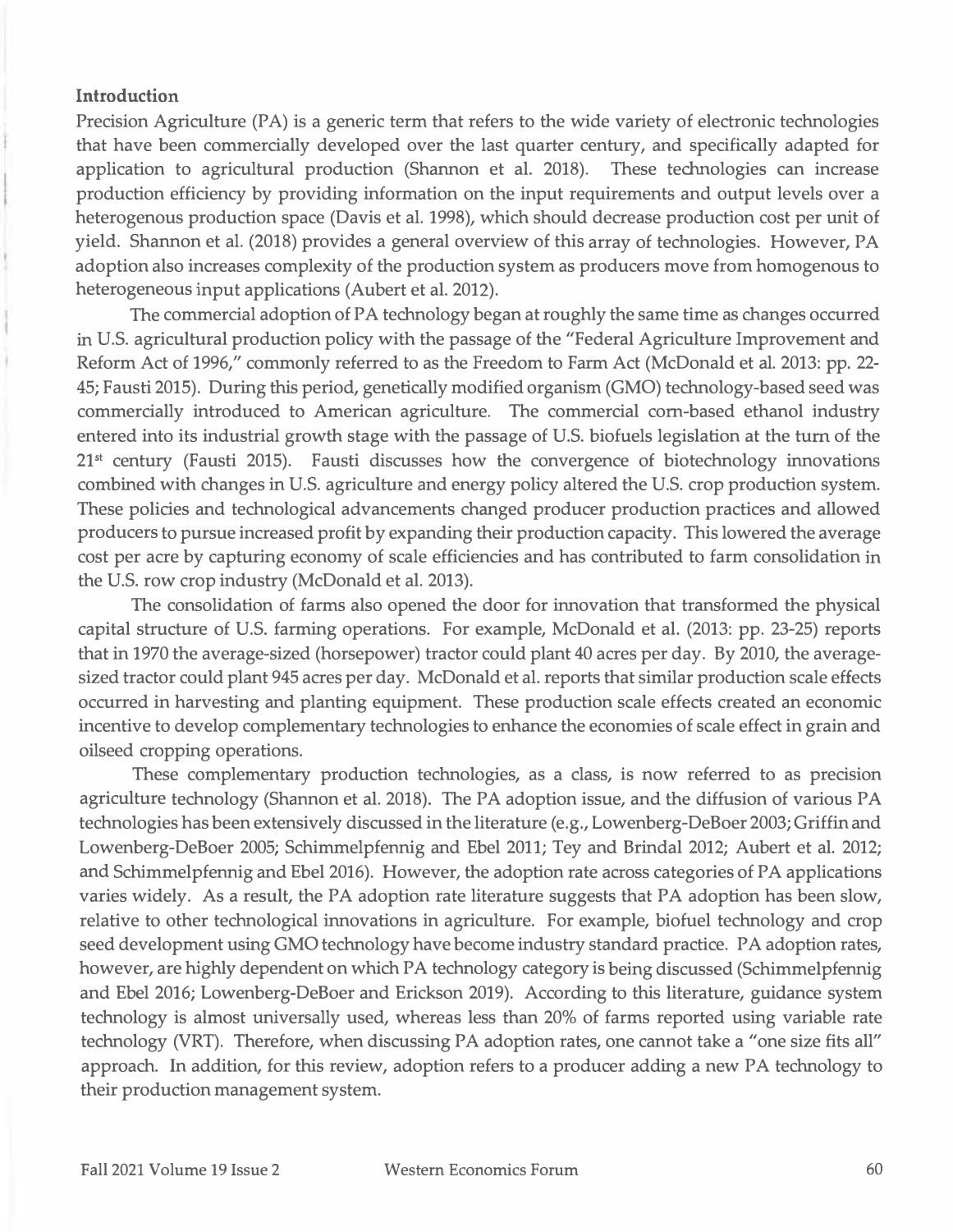## Introduction

Precision Agriculture (PA) is a generic term that refers to the wide variety of electronic technologies that have been commercially developed over the last quarter century, and specifically adapted for application to agricultural production (Shannon et al. 2018). These technologies can increase production efficiency by providing information on the input requirements and output levels over a heterogenous production space (Davis et al. 1998), which should decrease production cost per unit of yield. Shannon et al. (2018) provides a general overview of this array of technologies. However, PA adoption also increases complexity of the production system as producers move from homogenous to heterogeneous input applications (Aubert et al. 2012).

The commercial adoption of PA technology began at roughly the same time as changes occurred in U.S. agricultural production policy with the passage of the "Federal Agriculture Improvement and Reform Act of 1996," commonly referred to as the Freedom to Farm Act (McDonald et al. 2013: pp. 22-45; Fausti 2015). During this period, genetically modified organism (GMO) technology-based seed was commercially introduced to American agriculture. The commercial corn-based ethanol industry entered into its industrial growth stage with the passage of U.S. biofuels legislation at the turn of the 21st century (Fausti 2015). Fausti discusses how the convergence of biotechnology innovations combined with changes in U.S. agriculture and energy policy altered the U.S. crop production system. These policies and technological advancements changed producer production practices and allowed producers to pursue increased profit by expanding their production capacity. This lowered the average cost per acre by capturing economy of scale efficiencies and has contributed to farm consolidation in the U.S. row crop industry (McDonald et al. 2013).

The consolidation of farms also opened the door for innovation that transformed the physical capital structure of U.S. farming operations. For example, McDonald et al. (2013: pp. 23-25) reports that in 1970 the average-sized (horsepower) tractor could plant 40 acres per day. By 2010, the average-sized tractor could plant 945 acres per day. McDonald et al. reports that similar production scale effects occurred in harvesting and planting equipment. These production scale effects created an economic incentive to develop complementary technologies to enhance the economies of scale effect in grain and oilseed cropping operations.

These complementary production technologies, as a class, is now referred to as precision agriculture technology (Shannon et al. 2018). The PA adoption issue, and the diffusion of various PA technologies has been extensively discussed in the literature (e.g., Lowenberg-DeBoer 2003; Griffin and Lowenberg-DeBoer 2005; Schimmelpfennig and Ebel 2011; Tey and Brindal 2012; Aubert et al. 2012; and Schimmelpfennig and Ebel 2016). However, the adoption rate across categories of PA applications varies widely. As a result, the PA adoption rate literature suggests that PA adoption has been slow, relative to other technological innovations in agriculture. For example, biofuel technology and crop seed development using GMO technology have become industry standard practice. PA adoption rates, however, are highly dependent on which PA technology category is being discussed (Schimmelpfennig and Ebel 2016; Lowenberg-DeBoer and Erickson 2019). According to this literature, guidance system technology is almost universally used, whereas less than 20% of farms reported using variable rate technology (VRT). Therefore, when discussing PA adoption rates, one cannot take a "one size fits all" approach. In addition, for this review, adoption refers to a producer adding a new PA technology to their production management system.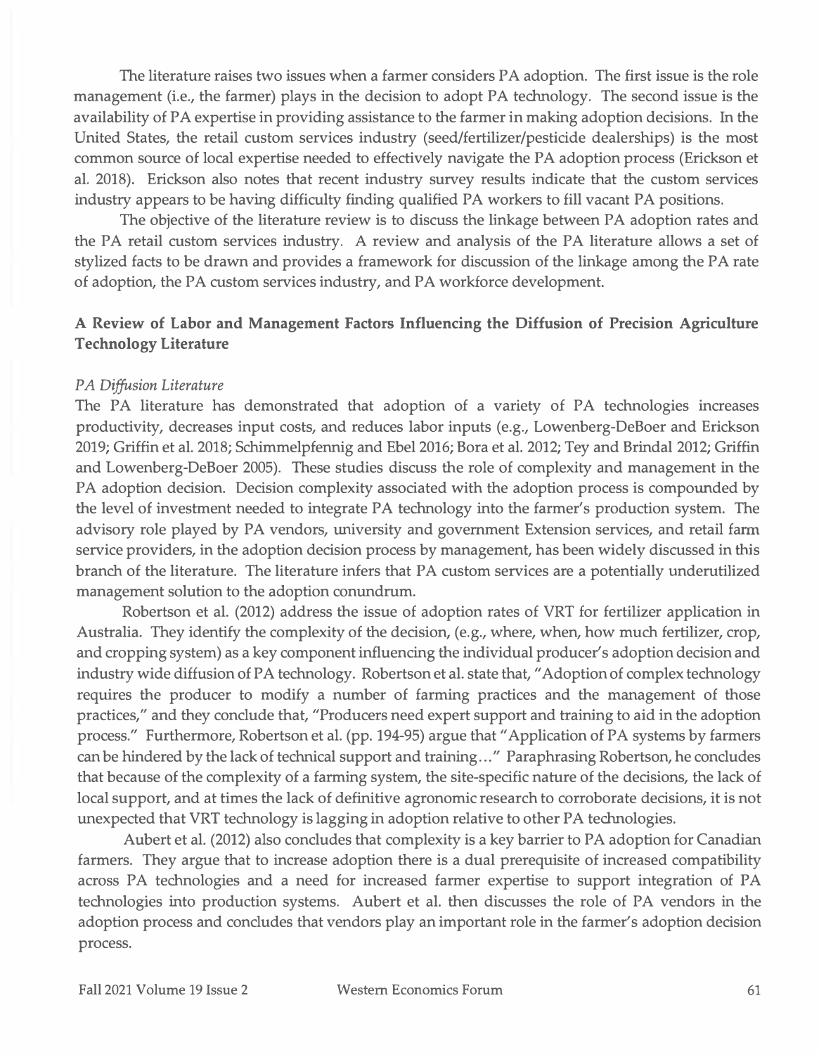The literature raises two issues when a farmer considers PA adoption. The first issue is the role management (i.e., the farmer) plays in the decision to adopt PA technology. The second issue is the availability of PA expertise in providing assistance to the farmer in making adoption decisions. In the United States, the retail custom services industry (seed/fertilizer/pesticide dealerships) is the most common source of local expertise needed to effectively navigate the PA adoption process (Erickson et al. 2018). Erickson also notes that recent industry survey results indicate that the custom services industry appears to be having difficulty finding qualified PA workers to fill vacant PA positions.

The objective of the literature review is to discuss the linkage between PA adoption rates and the PA retail custom services industry. A review and analysis of the PA literature allows a set of stylized facts to be drawn and provides a framework for discussion of the linkage among the PA rate of adoption, the PA custom services industry, and PA workforce development.

## A Review of Labor and Management Factors Influencing the Diffusion of Precision Agriculture Technology Literature

### *PA Diffusion Literature*

The PA literature has demonstrated that adoption of a variety of PA technologies increases productivity, decreases input costs, and reduces labor inputs (e.g., Lowenberg-DeBoer and Erickson 2019; Griffin et al. 2018; Schimmelpfennig and Ebel 2016; Bora et al. 2012; Tey and Brindal 2012; Griffin and Lowenberg-DeBoer 2005). These studies discuss the role of complexity and management in the PA adoption decision. Decision complexity associated with the adoption process is compounded by the level of investment needed to integrate PA technology into the farmer's production system. The advisory role played by PA vendors, university and government Extension services, and retail farm service providers, in the adoption decision process by management, has been widely discussed in this branch of the literature. The literature infers that PA custom services are a potentially underutilized management solution to the adoption conundrum.

Robertson et al. (2012) address the issue of adoption rates of VRT for fertilizer application in Australia. They identify the complexity of the decision, (e.g., where, when, how much fertilizer, crop, and cropping system) as a key component influencing the individual producer's adoption decision and industry wide diffusion of PA technology. Robertson et al. state that, "Adoption of complex technology requires the producer to modify a number of farming practices and the management of those practices," and they conclude that, "Producers need expert support and training to aid in the adoption process." Furthermore, Robertson et al. (pp. 194-95) argue that "Application of PA systems by farmers can be hindered by the lack of technical support and training…" Paraphrasing Robertson, he concludes that because of the complexity of a farming system, the site-specific nature of the decisions, the lack of local support, and at times the lack of definitive agronomic research to corroborate decisions, it is not unexpected that VRT technology is lagging in adoption relative to other PA technologies.

Aubert et al. (2012) also concludes that complexity is a key barrier to PA adoption for Canadian farmers. They argue that to increase adoption there is a dual prerequisite of increased compatibility across PA technologies and a need for increased farmer expertise to support integration of PA technologies into production systems. Aubert et al. then discusses the role of PA vendors in the adoption process and concludes that vendors play an important role in the farmer's adoption decision process.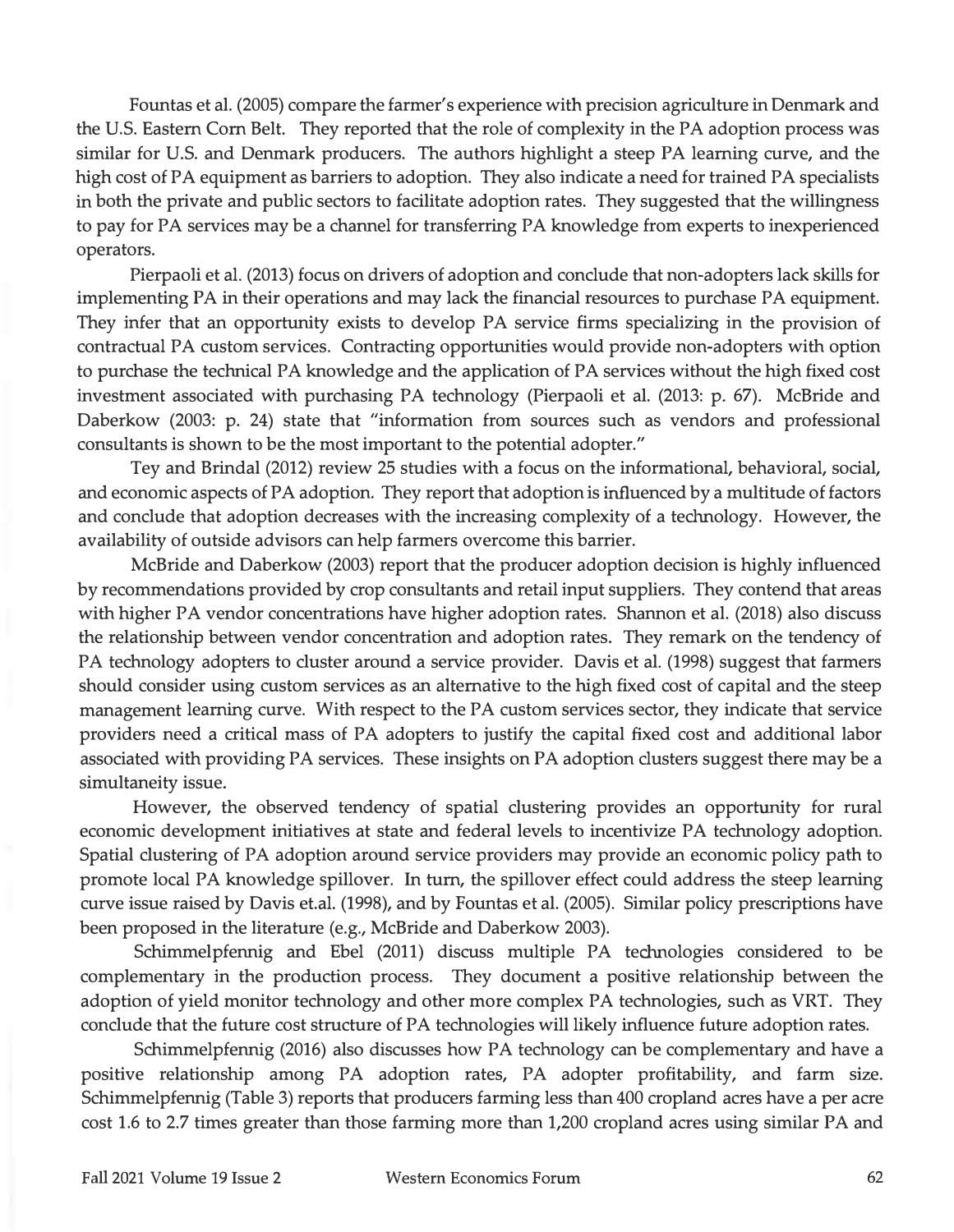Fountas et al. (2005) compare the farmer's experience with precision agriculture in Denmark and the U.S. Eastern Corn Belt. They reported that the role of complexity in the PA adoption process was similar for U.S. and Denmark producers. The authors highlight a steep PA learning curve, and the high cost of PA equipment as barriers to adoption. They also indicate a need for trained PA specialists in both the private and public sectors to facilitate adoption rates. They suggested that the willingness to pay for PA services may be a channel for transferring PA knowledge from experts to inexperienced operators.

Pierpaoli et al. (2013) focus on drivers of adoption and conclude that non-adopters lack skills for implementing PA in their operations and may lack the financial resources to purchase PA equipment. They infer that an opportunity exists to develop PA service firms specializing in the provision of contractual PA custom services. Contracting opportunities would provide non-adopters with option to purchase the technical PA knowledge and the application of PA services without the high fixed cost investment associated with purchasing PA technology (Pierpaoli et al. (2013: p. 67). McBride and Daberkow (2003: p. 24) state that "information from sources such as vendors and professional consultants is shown to be the most important to the potential adopter."

Tey and Brindal (2012) review 25 studies with a focus on the informational, behavioral, social, and economic aspects of PA adoption. They report that adoption is influenced by a multitude of factors and conclude that adoption decreases with the increasing complexity of a technology. However, the availability of outside advisors can help farmers overcome this barrier.

McBride and Daberkow (2003) report that the producer adoption decision is highly influenced by recommendations provided by crop consultants and retail input suppliers. They contend that areas with higher PA vendor concentrations have higher adoption rates. Shannon et al. (2018) also discuss the relationship between vendor concentration and adoption rates. They remark on the tendency of PA technology adopters to cluster around a service provider. Davis et al. (1998) suggest that farmers should consider using custom services as an alternative to the high fixed cost of capital and the steep management learning curve. With respect to the PA custom services sector, they indicate that service providers need a critical mass of PA adopters to justify the capital fixed cost and additional labor associated with providing PA services. These insights on PA adoption clusters suggest there may be a simultaneity issue.

However, the observed tendency of spatial clustering provides an opportunity for rural economic development initiatives at state and federal levels to incentivize PA technology adoption. Spatial clustering of PA adoption around service providers may provide an economic policy path to promote local PA knowledge spillover. In turn, the spillover effect could address the steep learning curve issue raised by Davis et.al. (1998), and by Fountas et al. (2005). Similar policy prescriptions have been proposed in the literature (e.g., McBride and Daberkow 2003).

Schimmelpfennig and Ebel (2011) discuss multiple PA technologies considered to be complementary in the production process. They document a positive relationship between the adoption of yield monitor technology and other more complex PA technologies, such as VRT. They conclude that the future cost structure of PA technologies will likely influence future adoption rates.

Schimmelpfennig (2016) also discusses how PA technology can be complementary and have a positive relationship among PA adoption rates, PA adopter profitability, and farm size. Schimmelpfennig (Table 3) reports that producers farming less than 400 cropland acres have a per acre cost 1.6 to 2.7 times greater than those farming more than 1,200 cropland acres using similar PA and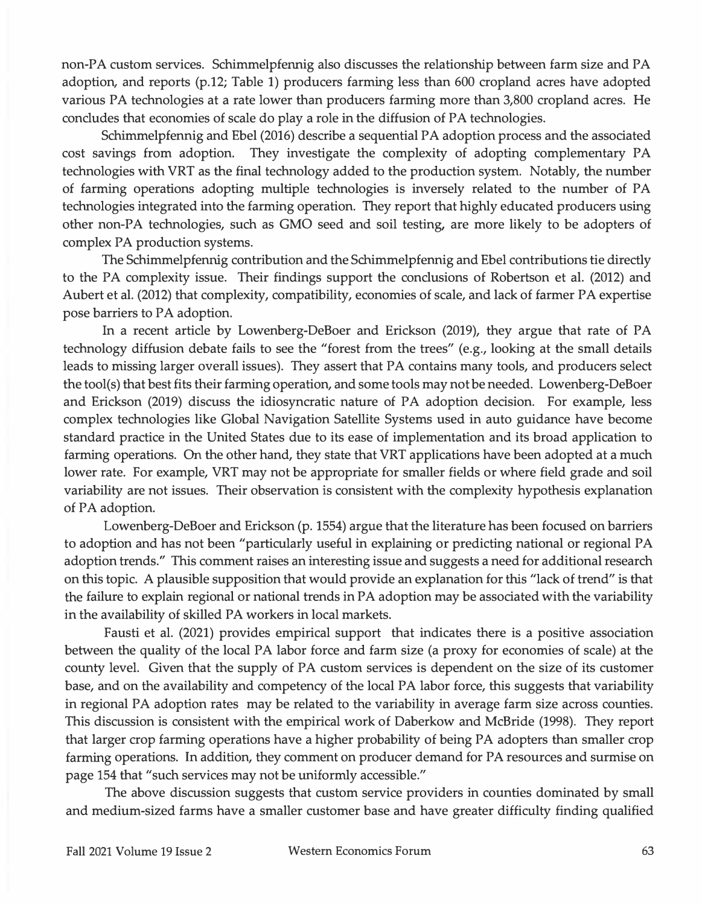non-PA custom services. Schimmelpfennig also discusses the relationship between farm size and PA adoption, and reports (p.12; Table 1) producers farming less than 600 cropland acres have adopted various PA technologies at a rate lower than producers farming more than 3,800 cropland acres. He concludes that economies of scale do play a role in the diffusion of PA technologies.

Schimmelpfennig and Ebel (2016) describe a sequential PA adoption process and the associated cost savings from adoption. They investigate the complexity of adopting complementary PA technologies with VRT as the final technology added to the production system. Notably, the number of farming operations adopting multiple technologies is inversely related to the number of PA technologies integrated into the farming operation. They report that highly educated producers using other non-PA technologies, such as GMO seed and soil testing, are more likely to be adopters of complex PA production systems.

The Schimmelpfennig contribution and the Schimmelpfennig and Ebel contributions tie directly to the PA complexity issue. Their findings support the conclusions of Robertson et al. (2012) and Aubert et al. (2012) that complexity, compatibility, economies of scale, and lack of farmer PA expertise pose barriers to PA adoption.

In a recent article by Lowenberg-DeBoer and Erickson (2019), they argue that rate of PA technology diffusion debate fails to see the "forest from the trees" (e.g., looking at the small details leads to missing larger overall issues). They assert that PA contains many tools, and producers select the tool(s) that best fits their farming operation, and some tools may not be needed. Lowenberg-DeBoer and Erickson (2019) discuss the idiosyncratic nature of PA adoption decision. For example, less complex technologies like Global Navigation Satellite Systems used in auto guidance have become standard practice in the United States due to its ease of implementation and its broad application to farming operations. On the other hand, they state that VRT applications have been adopted at a much lower rate. For example, VRT may not be appropriate for smaller fields or where field grade and soil variability are not issues. Their observation is consistent with the complexity hypothesis explanation of PA adoption.

Lowenberg-DeBoer and Erickson (p. 1554) argue that the literature has been focused on barriers to adoption and has not been "particularly useful in explaining or predicting national or regional PA adoption trends." This comment raises an interesting issue and suggests a need for additional research on this topic. A plausible supposition that would provide an explanation for this "lack of trend" is that the failure to explain regional or national trends in PA adoption may be associated with the variability in the availability of skilled PA workers in local markets.

Fausti et al. (2021) provides empirical support that indicates there is a positive association between the quality of the local PA labor force and farm size (a proxy for economies of scale) at the county level. Given that the supply of PA custom services is dependent on the size of its customer base, and on the availability and competency of the local PA labor force, this suggests that variability in regional PA adoption rates may be related to the variability in average farm size across counties. This discussion is consistent with the empirical work of Daberkow and McBride (1998). They report that larger crop farming operations have a higher probability of being PA adopters than smaller crop farming operations. In addition, they comment on producer demand for PA resources and surmise on page 154 that "such services may not be uniformly accessible."

The above discussion suggests that custom service providers in counties dominated by small and medium-sized farms have a smaller customer base and have greater difficulty finding qualified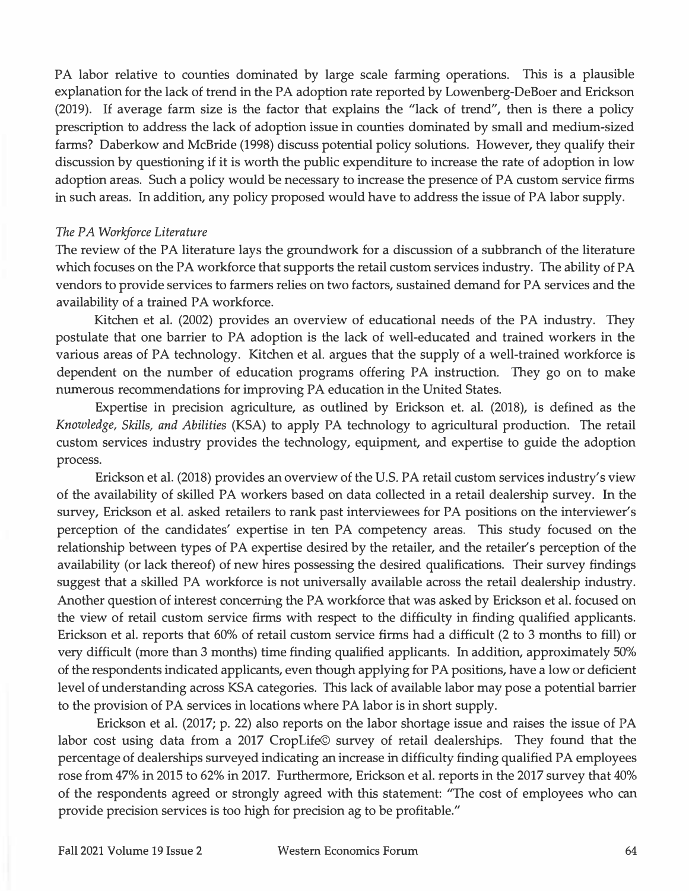PA labor relative to counties dominated by large scale farming operations. This is a plausible explanation for the lack of trend in the PA adoption rate reported by Lowenberg-DeBoer and Erickson (2019). If average farm size is the factor that explains the "lack of trend", then is there a policy prescription to address the lack of adoption issue in counties dominated by small and medium-sized farms? Daberkow and McBride (1998) discuss potential policy solutions. However, they qualify their discussion by questioning if it is worth the public expenditure to increase the rate of adoption in low adoption areas. Such a policy would be necessary to increase the presence of PA custom service firms in such areas. In addition, any policy proposed would have to address the issue of PA labor supply.

### *The PA Workforce Literature*

The review of the PA literature lays the groundwork for a discussion of a subbranch of the literature which focuses on the PA workforce that supports the retail custom services industry. The ability of PA vendors to provide services to farmers relies on two factors, sustained demand for PA services and the availability of a trained PA workforce.

Kitchen et al. (2002) provides an overview of educational needs of the PA industry. They postulate that one barrier to PA adoption is the lack of well-educated and trained workers in the various areas of PA technology. Kitchen et al. argues that the supply of a well-trained workforce is dependent on the number of education programs offering PA instruction. They go on to make numerous recommendations for improving PA education in the United States.

Expertise in precision agriculture, as outlined by Erickson et. al. (2018), is defined as the *Knowledge, Skills, and Abilities* (KSA) to apply PA technology to agricultural production. The retail custom services industry provides the technology, equipment, and expertise to guide the adoption process.

Erickson et al. (2018) provides an overview of the U.S. PA retail custom services industry's view of the availability of skilled PA workers based on data collected in a retail dealership survey. In the survey, Erickson et al. asked retailers to rank past interviewees for PA positions on the interviewer's perception of the candidates' expertise in ten PA competency areas. This study focused on the relationship between types of PA expertise desired by the retailer, and the retailer's perception of the availability (or lack thereof) of new hires possessing the desired qualifications. Their survey findings suggest that a skilled PA workforce is not universally available across the retail dealership industry. Another question of interest concerning the PA workforce that was asked by Erickson et al. focused on the view of retail custom service firms with respect to the difficulty in finding qualified applicants. Erickson et al. reports that 60% of retail custom service firms had a difficult (2 to 3 months to fill) or very difficult (more than 3 months) time finding qualified applicants. In addition, approximately 50% of the respondents indicated applicants, even though applying for PA positions, have a low or deficient level of understanding across KSA categories. This lack of available labor may pose a potential barrier to the provision of PA services in locations where PA labor is in short supply.

Erickson et al. (2017; p. 22) also reports on the labor shortage issue and raises the issue of PA labor cost using data from a 2017 CropLife© survey of retail dealerships. They found that the percentage of dealerships surveyed indicating an increase in difficulty finding qualified PA employees rose from 47% in 2015 to 62% in 2017. Furthermore, Erickson et al. reports in the 2017 survey that 40% of the respondents agreed or strongly agreed with this statement: "The cost of employees who can provide precision services is too high for precision ag to be profitable."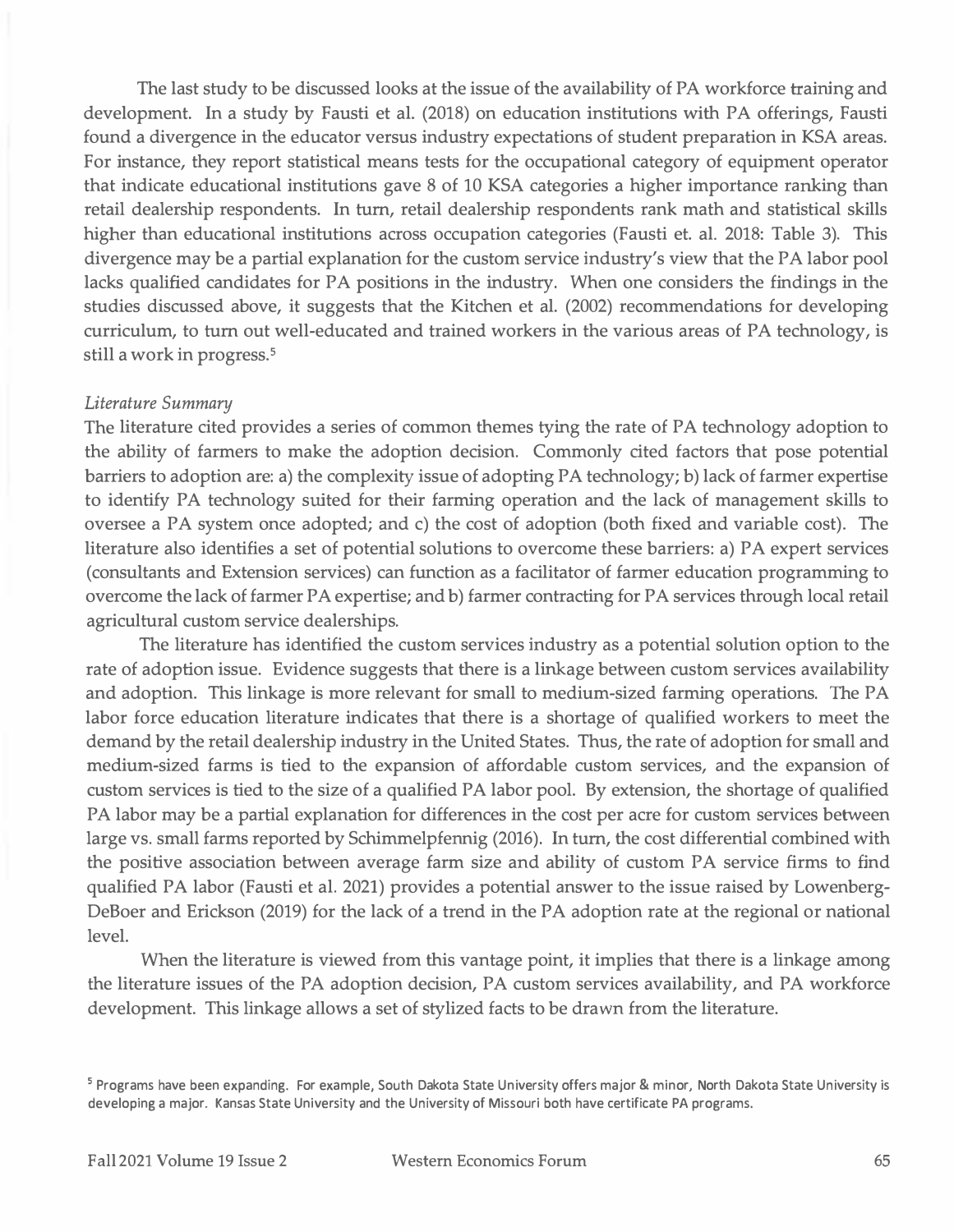The last study to be discussed looks at the issue of the availability of PA workforce training and development. In a study by Fausti et al. (2018) on education institutions with PA offerings, Fausti found a divergence in the educator versus industry expectations of student preparation in KSA areas. For instance, they report statistical means tests for the occupational category of equipment operator that indicate educational institutions gave 8 of 10 KSA categories a higher importance ranking than retail dealership respondents. In turn, retail dealership respondents rank math and statistical skills higher than educational institutions across occupation categories (Fausti et. al. 2018: Table 3). This divergence may be a partial explanation for the custom service industry's view that the PA labor pool lacks qualified candidates for PA positions in the industry. When one considers the findings in the studies discussed above, it suggests that the Kitchen et al. (2002) recommendations for developing curriculum, to turn out well-educated and trained workers in the various areas of PA technology, is still a work in progress.[5]

*Literature Summary*

The literature cited provides a series of common themes tying the rate of PA technology adoption to the ability of farmers to make the adoption decision. Commonly cited factors that pose potential barriers to adoption are: a) the complexity issue of adopting PA technology; b) lack of farmer expertise to identify PA technology suited for their farming operation and the lack of management skills to oversee a PA system once adopted; and c) the cost of adoption (both fixed and variable cost). The literature also identifies a set of potential solutions to overcome these barriers: a) PA expert services (consultants and Extension services) can function as a facilitator of farmer education programming to overcome the lack of farmer PA expertise; and b) farmer contracting for PA services through local retail agricultural custom service dealerships.

The literature has identified the custom services industry as a potential solution option to the rate of adoption issue. Evidence suggests that there is a linkage between custom services availability and adoption. This linkage is more relevant for small to medium-sized farming operations. The PA labor force education literature indicates that there is a shortage of qualified workers to meet the demand by the retail dealership industry in the United States. Thus, the rate of adoption for small and medium-sized farms is tied to the expansion of affordable custom services, and the expansion of custom services is tied to the size of a qualified PA labor pool. By extension, the shortage of qualified PA labor may be a partial explanation for differences in the cost per acre for custom services between large vs. small farms reported by Schimmelpfennig (2016). In turn, the cost differential combined with the positive association between average farm size and ability of custom PA service firms to find qualified PA labor (Fausti et al. 2021) provides a potential answer to the issue raised by Lowenberg-DeBoer and Erickson (2019) for the lack of a trend in the PA adoption rate at the regional or national level.

When the literature is viewed from this vantage point, it implies that there is a linkage among the literature issues of the PA adoption decision, PA custom services availability, and PA workforce development. This linkage allows a set of stylized facts to be drawn from the literature.

[5] Programs have been expanding. For example, South Dakota State University offers major & minor, North Dakota State University is developing a major. Kansas State University and the University of Missouri both have certificate PA programs.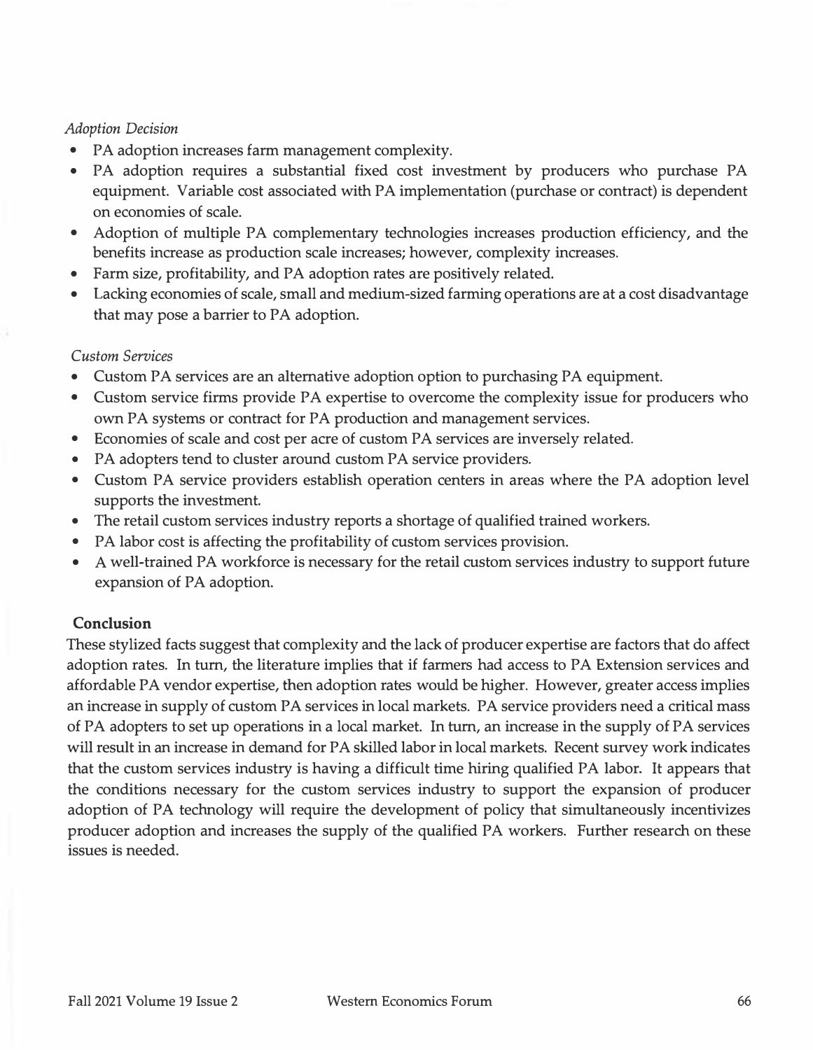*Adoption Decision*

- PA adoption increases farm management complexity.
- PA adoption requires a substantial fixed cost investment by producers who purchase PA equipment. Variable cost associated with PA implementation (purchase or contract) is dependent on economies of scale.
- Adoption of multiple PA complementary technologies increases production efficiency, and the benefits increase as production scale increases; however, complexity increases.
- Farm size, profitability, and PA adoption rates are positively related.
- Lacking economies of scale, small and medium-sized farming operations are at a cost disadvantage that may pose a barrier to PA adoption.

*Custom Services*

- Custom PA services are an alternative adoption option to purchasing PA equipment.
- Custom service firms provide PA expertise to overcome the complexity issue for producers who own PA systems or contract for PA production and management services.
- Economies of scale and cost per acre of custom PA services are inversely related.
- PA adopters tend to cluster around custom PA service providers.
- Custom PA service providers establish operation centers in areas where the PA adoption level supports the investment.
- The retail custom services industry reports a shortage of qualified trained workers.
- PA labor cost is affecting the profitability of custom services provision.
- A well-trained PA workforce is necessary for the retail custom services industry to support future expansion of PA adoption.

## Conclusion

These stylized facts suggest that complexity and the lack of producer expertise are factors that do affect adoption rates. In turn, the literature implies that if farmers had access to PA Extension services and affordable PA vendor expertise, then adoption rates would be higher. However, greater access implies an increase in supply of custom PA services in local markets. PA service providers need a critical mass of PA adopters to set up operations in a local market. In turn, an increase in the supply of PA services will result in an increase in demand for PA skilled labor in local markets. Recent survey work indicates that the custom services industry is having a difficult time hiring qualified PA labor. It appears that the conditions necessary for the custom services industry to support the expansion of producer adoption of PA technology will require the development of policy that simultaneously incentivizes producer adoption and increases the supply of the qualified PA workers. Further research on these issues is needed.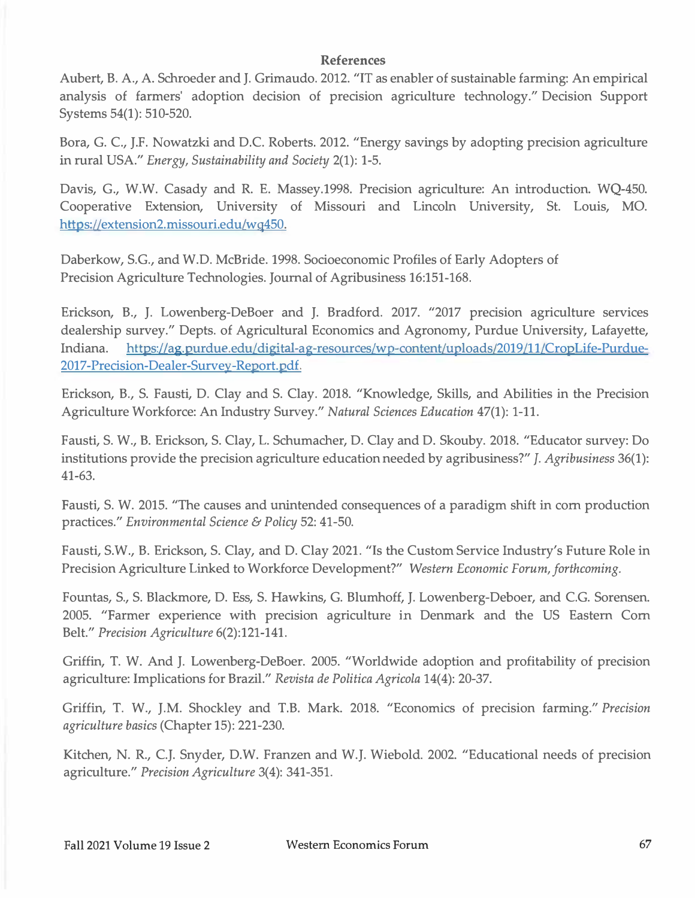**References**

Aubert, B. A., A. Schroeder and J. Grimaudo. 2012. "IT as enabler of sustainable farming: An empirical analysis of farmers' adoption decision of precision agriculture technology." Decision Support Systems 54(1): 510-520.

Bora, G. C., J.F. Nowatzki and D.C. Roberts. 2012. "Energy savings by adopting precision agriculture in rural USA." *Energy, Sustainability and Society* 2(1): 1-5.

Davis, G., W.W. Casady and R. E. Massey.1998. Precision agriculture: An introduction. WQ-450. Cooperative Extension, University of Missouri and Lincoln University, St. Louis, MO. https://extension2.missouri.edu/wq450.

Daberkow, S.G., and W.D. McBride. 1998. Socioeconomic Profiles of Early Adopters of Precision Agriculture Technologies. Journal of Agribusiness 16:151-168.

Erickson, B., J. Lowenberg-DeBoer and J. Bradford. 2017. "2017 precision agriculture services dealership survey." Depts. of Agricultural Economics and Agronomy, Purdue University, Lafayette, Indiana. https://ag.purdue.edu/digital-ag-resources/wp-content/uploads/2019/11/CropLife-Purdue-2017-Precision-Dealer-Survey-Report.pdf.

Erickson, B., S. Fausti, D. Clay and S. Clay. 2018. "Knowledge, Skills, and Abilities in the Precision Agriculture Workforce: An Industry Survey." *Natural Sciences Education* 47(1): 1-11.

Fausti, S. W., B. Erickson, S. Clay, L. Schumacher, D. Clay and D. Skouby. 2018. "Educator survey: Do institutions provide the precision agriculture education needed by agribusiness?" *J. Agribusiness* 36(1): 41-63.

Fausti, S. W. 2015. "The causes and unintended consequences of a paradigm shift in corn production practices." *Environmental Science & Policy* 52: 41-50.

Fausti, S.W., B. Erickson, S. Clay, and D. Clay 2021. "Is the Custom Service Industry's Future Role in Precision Agriculture Linked to Workforce Development?" *Western Economic Forum, forthcoming.*

Fountas, S., S. Blackmore, D. Ess, S. Hawkins, G. Blumhoff, J. Lowenberg-Deboer, and C.G. Sorensen. 2005. "Farmer experience with precision agriculture in Denmark and the US Eastern Corn Belt." *Precision Agriculture* 6(2):121-141.

Griffin, T. W. And J. Lowenberg-DeBoer. 2005. "Worldwide adoption and profitability of precision agriculture: Implications for Brazil." *Revista de Politica Agricola* 14(4): 20-37.

Griffin, T. W., J.M. Shockley and T.B. Mark. 2018. "Economics of precision farming." *Precision agriculture basics* (Chapter 15): 221-230.

Kitchen, N. R., C.J. Snyder, D.W. Franzen and W.J. Wiebold. 2002. "Educational needs of precision agriculture." *Precision Agriculture* 3(4): 341-351.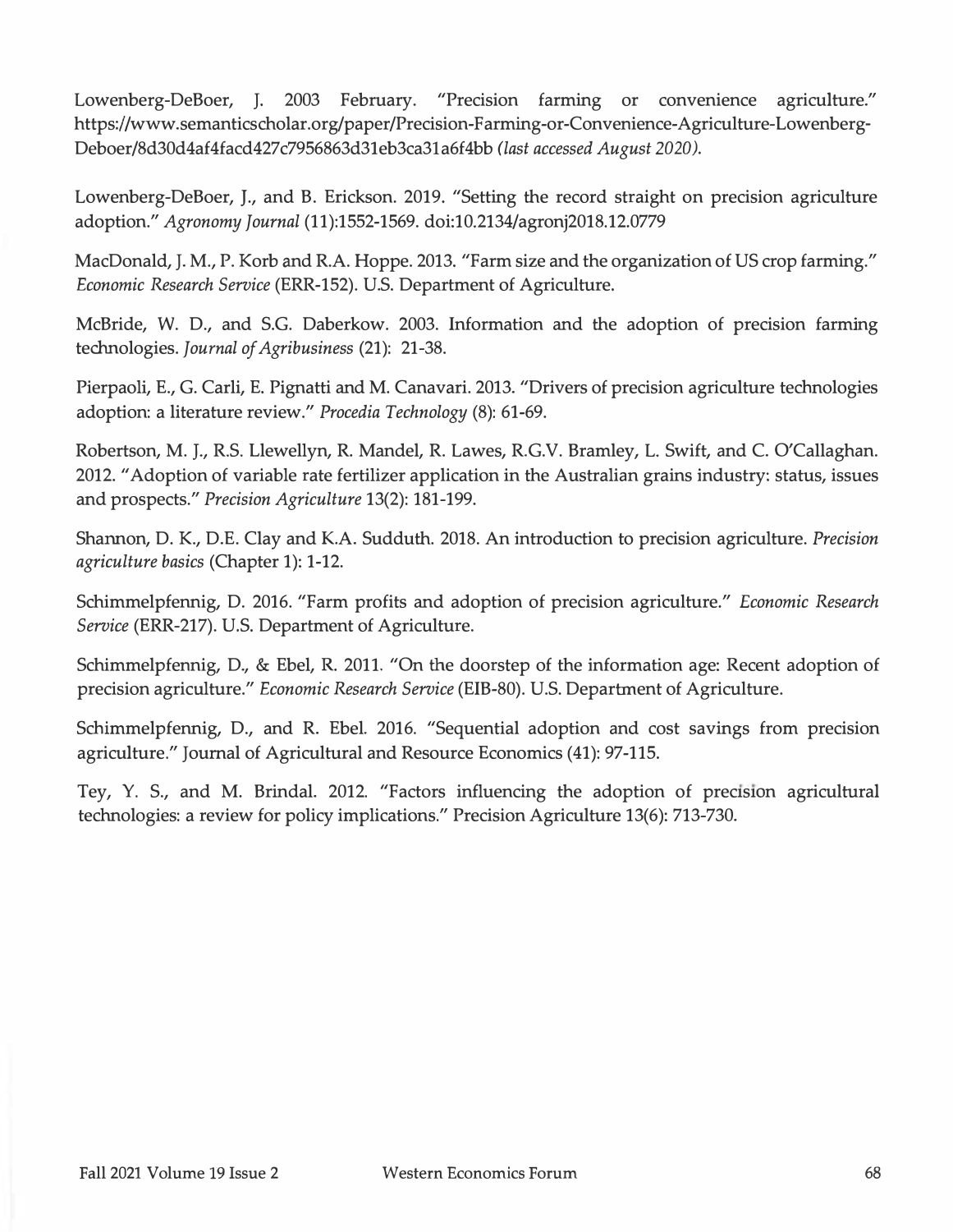Lowenberg-DeBoer, J. 2003 February. "Precision farming or convenience agriculture." https://www.semanticscholar.org/paper/Precision-Farming-or-Convenience-Agriculture-Lowenberg-Deboer/8d30d4af4facd427c7956863d31eb3ca31a6f4bb *(last accessed August 2020).*

Lowenberg-DeBoer, J., and B. Erickson. 2019. "Setting the record straight on precision agriculture adoption." *Agronomy Journal* (11):1552-1569. doi:10.2134/agronj2018.12.0779

MacDonald, J. M., P. Korb and R.A. Hoppe. 2013. "Farm size and the organization of US crop farming." *Economic Research Service* (ERR-152). U.S. Department of Agriculture.

McBride, W. D., and S.G. Daberkow. 2003. Information and the adoption of precision farming technologies. *Journal of Agribusiness* (21): 21-38.

Pierpaoli, E., G. Carli, E. Pignatti and M. Canavari. 2013. "Drivers of precision agriculture technologies adoption: a literature review." *Procedia Technology* (8): 61-69.

Robertson, M. J., R.S. Llewellyn, R. Mandel, R. Lawes, R.G.V. Bramley, L. Swift, and C. O'Callaghan. 2012. "Adoption of variable rate fertilizer application in the Australian grains industry: status, issues and prospects." *Precision Agriculture* 13(2): 181-199.

Shannon, D. K., D.E. Clay and K.A. Sudduth. 2018. An introduction to precision agriculture. *Precision agriculture basics* (Chapter 1): 1-12.

Schimmelpfennig, D. 2016. "Farm profits and adoption of precision agriculture." *Economic Research Service* (ERR-217). U.S. Department of Agriculture.

Schimmelpfennig, D., & Ebel, R. 2011. "On the doorstep of the information age: Recent adoption of precision agriculture." *Economic Research Service* (EIB-80). U.S. Department of Agriculture.

Schimmelpfennig, D., and R. Ebel. 2016. "Sequential adoption and cost savings from precision agriculture." Journal of Agricultural and Resource Economics (41): 97-115.

Tey, Y. S., and M. Brindal. 2012. "Factors influencing the adoption of precision agricultural technologies: a review for policy implications." Precision Agriculture 13(6): 713-730.